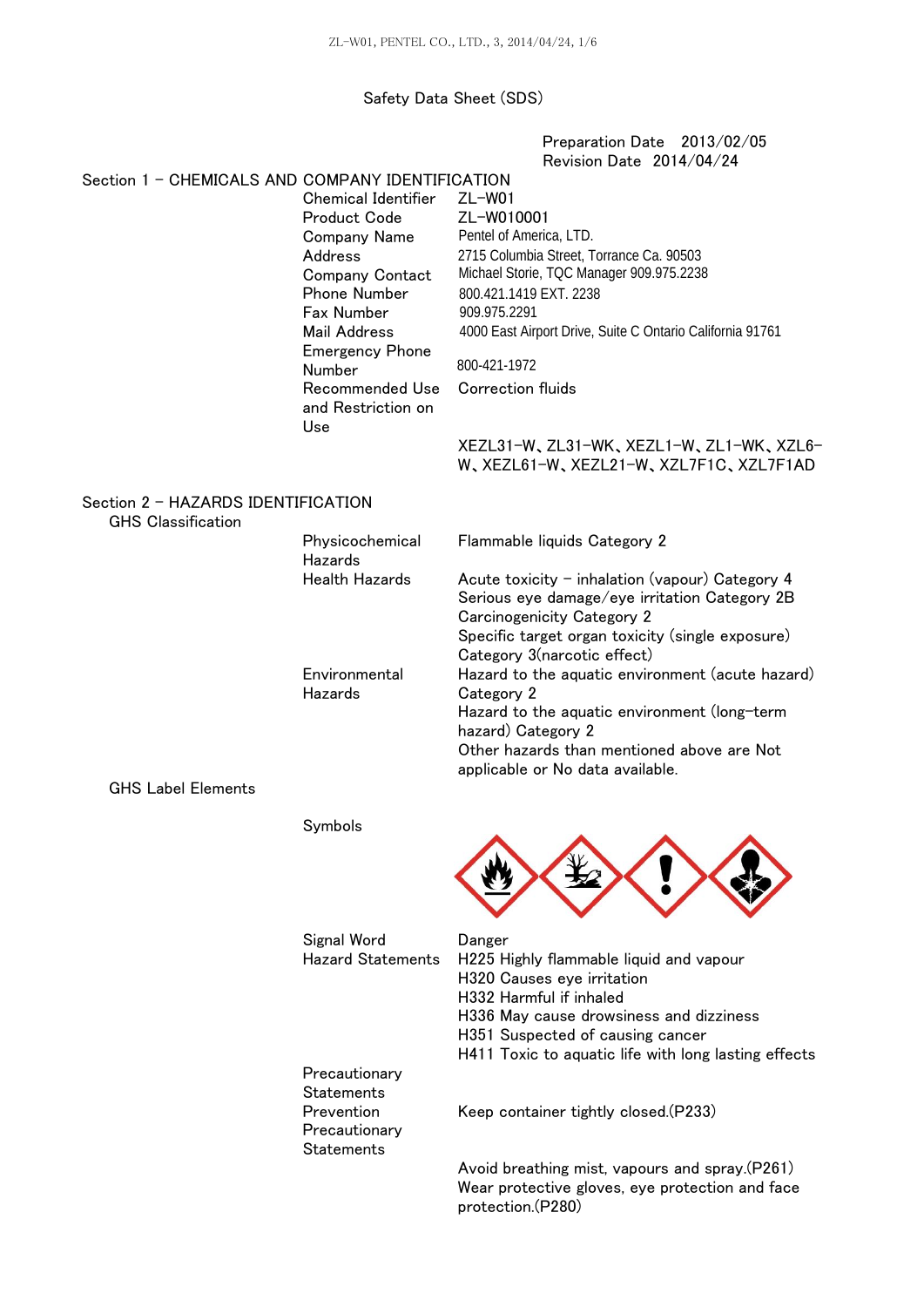# Safety Data Sheet (SDS)

Preparation Date 2013/02/05
Revision Date 2014/04/24

## Section 1 – CHEMICALS AND COMPANY IDENTIFICATION

| | |
|---|---|
| Chemical Identifier | ZL–W01 |
| Product Code | ZL–W010001 |
| Company Name | Pentel of America, LTD. |
| Address | 2715 Columbia Street, Torrance Ca. 90503 |
| Company Contact | Michael Storie, TQC Manager 909.975.2238 |
| Phone Number | 800.421.1419 EXT. 2238 |
| Fax Number | 909.975.2291 |
| Mail Address | 4000 East Airport Drive, Suite C Ontario California 91761 |
| Emergency Phone Number | 800-421-1972 |
| Recommended Use and Restriction on Use | Correction fluids |
| | XEZL31–W、ZL31–WK、XEZL1–W、ZL1–WK、XZL6–W、XEZL61–W、XEZL21–W、XZL7F1C、XZL7F1AD |

## Section 2 – HAZARDS IDENTIFICATION

### GHS Classification

| | |
|---|---|
| Physicochemical Hazards | Flammable liquids Category 2 |
| Health Hazards | Acute toxicity – inhalation (vapour) Category 4<br>Serious eye damage/eye irritation Category 2B<br>Carcinogenicity Category 2<br>Specific target organ toxicity (single exposure) Category 3(narcotic effect) |
| Environmental Hazards | Hazard to the aquatic environment (acute hazard) Category 2<br>Hazard to the aquatic environment (long–term hazard) Category 2<br>Other hazards than mentioned above are Not applicable or No data available. |

### GHS Label Elements

| | |
|---|---|
| Symbols | |
| Signal Word | Danger |
| Hazard Statements | H225 Highly flammable liquid and vapour<br>H320 Causes eye irritation<br>H332 Harmful if inhaled<br>H336 May cause drowsiness and dizziness<br>H351 Suspected of causing cancer<br>H411 Toxic to aquatic life with long lasting effects |
| Precautionary Statements | |
| Prevention Precautionary Statements | Keep container tightly closed.(P233)<br>Avoid breathing mist, vapours and spray.(P261)<br>Wear protective gloves, eye protection and face protection.(P280) |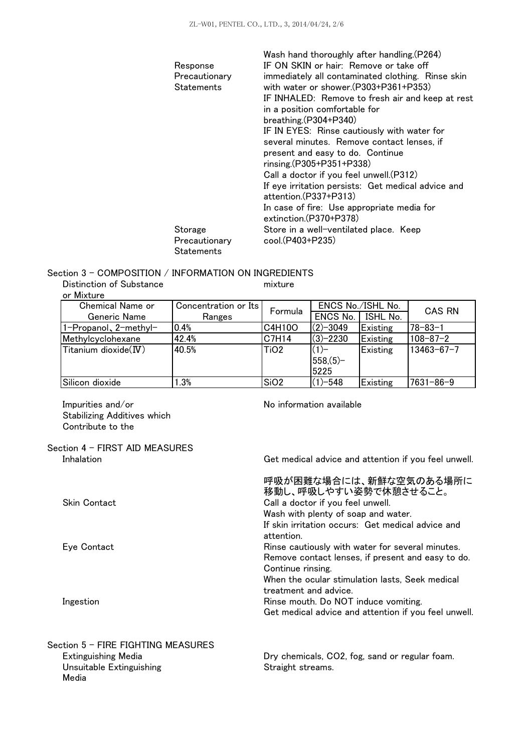| | |
|---|---|
| | Wash hand thoroughly after handling.(P264) |
| Response Precautionary Statements | IF ON SKIN or hair: Remove or take off immediately all contaminated clothing. Rinse skin with water or shower.(P303+P361+P353) |
| | IF INHALED: Remove to fresh air and keep at rest in a position comfortable for breathing.(P304+P340) |
| | IF IN EYES: Rinse cautiously with water for several minutes. Remove contact lenses, if present and easy to do. Continue rinsing.(P305+P351+P338) |
| | Call a doctor if you feel unwell.(P312) |
| | If eye irritation persists: Get medical advice and attention.(P337+P313) |
| | In case of fire: Use appropriate media for extinction.(P370+P378) |
| Storage Precautionary Statements | Store in a well-ventilated place. Keep cool.(P403+P235) |

## Section 3 - COMPOSITION / INFORMATION ON INGREDIENTS

Distinction of Substance or Mixture: mixture

| Chemical Name or Generic Name | Concentration or Its Ranges | Formula | ENCS No./ISHL No. | | CAS RN |
|---|---|---|---|---|---|
| | | | ENCS No. | ISHL No. | |
| 1-Propanol、2-methyl- | 0.4% | $C_4H_{10}O$ | (2)-3049 | Existing | 78-83-1 |
| Methylcyclohexane | 42.4% | $C_7H_{14}$ | (3)-2230 | Existing | 108-87-2 |
| Titanium dioxide(Ⅳ) | 40.5% | $TiO_2$ | (1)-558,(5)-5225 | Existing | 13463-67-7 |
| Silicon dioxide | 1.3% | $SiO_2$ | (1)-548 | Existing | 7631-86-9 |

Impurities and/or Stabilizing Additives which Contribute to the: No information available

## Section 4 - FIRST AID MEASURES

| | |
|---|---|
| Inhalation | Get medical advice and attention if you feel unwell. |
| | 呼吸が困難な場合には、新鮮な空気のある場所に移動し、呼吸しやすい姿勢で休憩させること。 |
| Skin Contact | Call a doctor if you feel unwell. |
| | Wash with plenty of soap and water. |
| | If skin irritation occurs: Get medical advice and attention. |
| Eye Contact | Rinse cautiously with water for several minutes. Remove contact lenses, if present and easy to do. Continue rinsing. |
| | When the ocular stimulation lasts, Seek medical treatment and advice. |
| Ingestion | Rinse mouth. Do NOT induce vomiting. |
| | Get medical advice and attention if you feel unwell. |

## Section 5 - FIRE FIGHTING MEASURES

| | |
|---|---|
| Extinguishing Media | Dry chemicals, $CO_2$, fog, sand or regular foam. |
| Unsuitable Extinguishing Media | Straight streams. |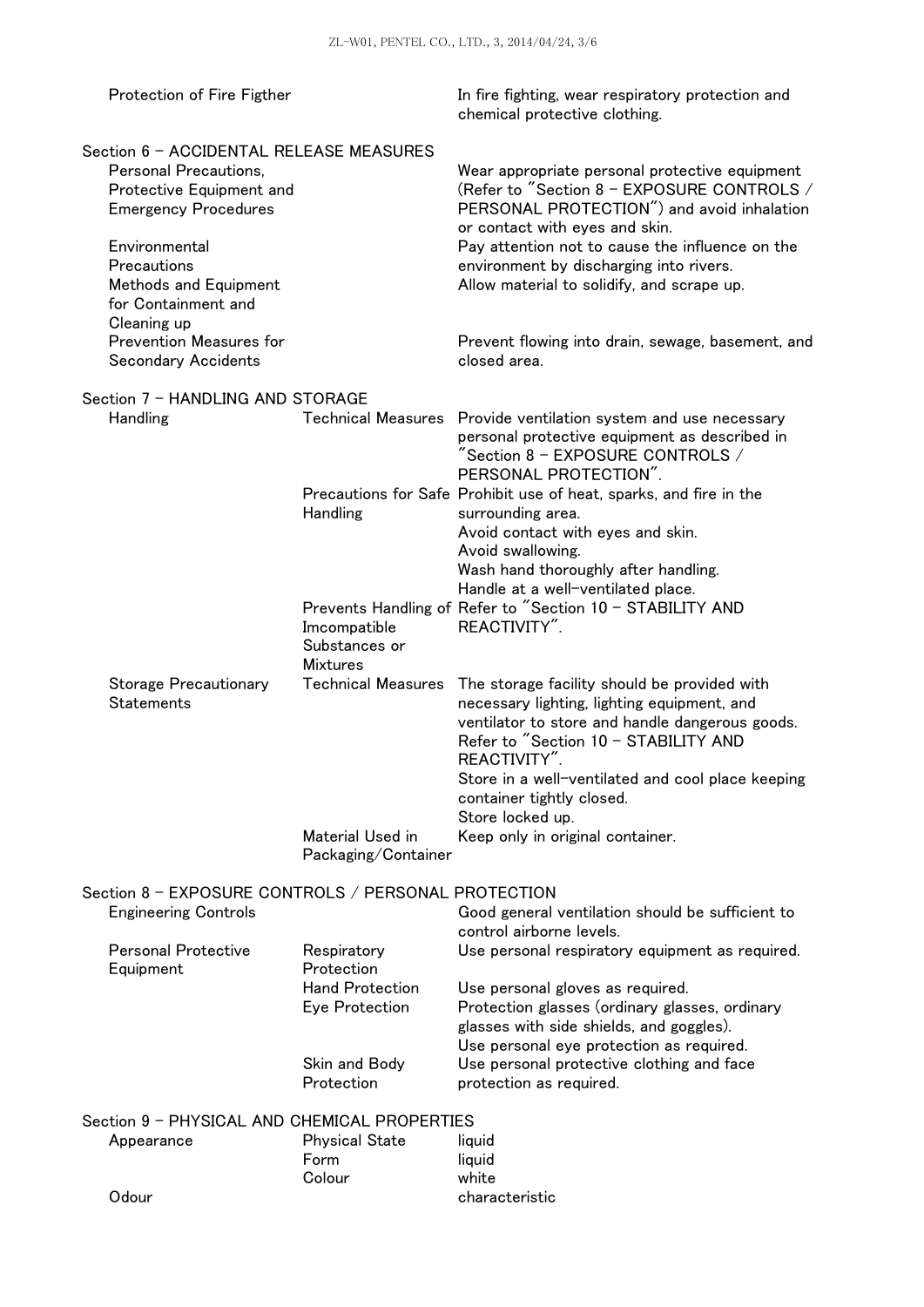| | | |
|---|---|---|
| Protection of Fire Figther | | In fire fighting, wear respiratory protection and chemical protective clothing. |

## Section 6 – ACCIDENTAL RELEASE MEASURES

| | |
|---|---|
| Personal Precautions, Protective Equipment and Emergency Procedures | Wear appropriate personal protective equipment (Refer to "Section 8 – EXPOSURE CONTROLS / PERSONAL PROTECTION") and avoid inhalation or contact with eyes and skin. |
| Environmental Precautions | Pay attention not to cause the influence on the environment by discharging into rivers. |
| Methods and Equipment for Containment and Cleaning up | Allow material to solidify, and scrape up. |
| Prevention Measures for Secondary Accidents | Prevent flowing into drain, sewage, basement, and closed area. |

## Section 7 – HANDLING AND STORAGE

| | | |
|---|---|---|
| Handling | Technical Measures | Provide ventilation system and use necessary personal protective equipment as described in "Section 8 – EXPOSURE CONTROLS / PERSONAL PROTECTION". |
| | Precautions for Safe Handling | Prohibit use of heat, sparks, and fire in the surrounding area.<br>Avoid contact with eyes and skin.<br>Avoid swallowing.<br>Wash hand thoroughly after handling.<br>Handle at a well-ventilated place. |
| | Prevents Handling of Imcompatible Substances or Mixtures | Refer to "Section 10 – STABILITY AND REACTIVITY". |
| Storage Precautionary Statements | Technical Measures | The storage facility should be provided with necessary lighting, lighting equipment, and ventilator to store and handle dangerous goods.<br>Refer to "Section 10 – STABILITY AND REACTIVITY".<br>Store in a well-ventilated and cool place keeping container tightly closed.<br>Store locked up. |
| | Material Used in Packaging/Container | Keep only in original container. |

## Section 8 – EXPOSURE CONTROLS / PERSONAL PROTECTION

| | | |
|---|---|---|
| Engineering Controls | | Good general ventilation should be sufficient to control airborne levels. |
| Personal Protective Equipment | Respiratory Protection | Use personal respiratory equipment as required. |
| | Hand Protection | Use personal gloves as required. |
| | Eye Protection | Protection glasses (ordinary glasses, ordinary glasses with side shields, and goggles).<br>Use personal eye protection as required. |
| | Skin and Body Protection | Use personal protective clothing and face protection as required. |

## Section 9 – PHYSICAL AND CHEMICAL PROPERTIES

| | | |
|---|---|---|
| Appearance | Physical State | liquid |
| | Form | liquid |
| | Colour | white |
| Odour | | characteristic |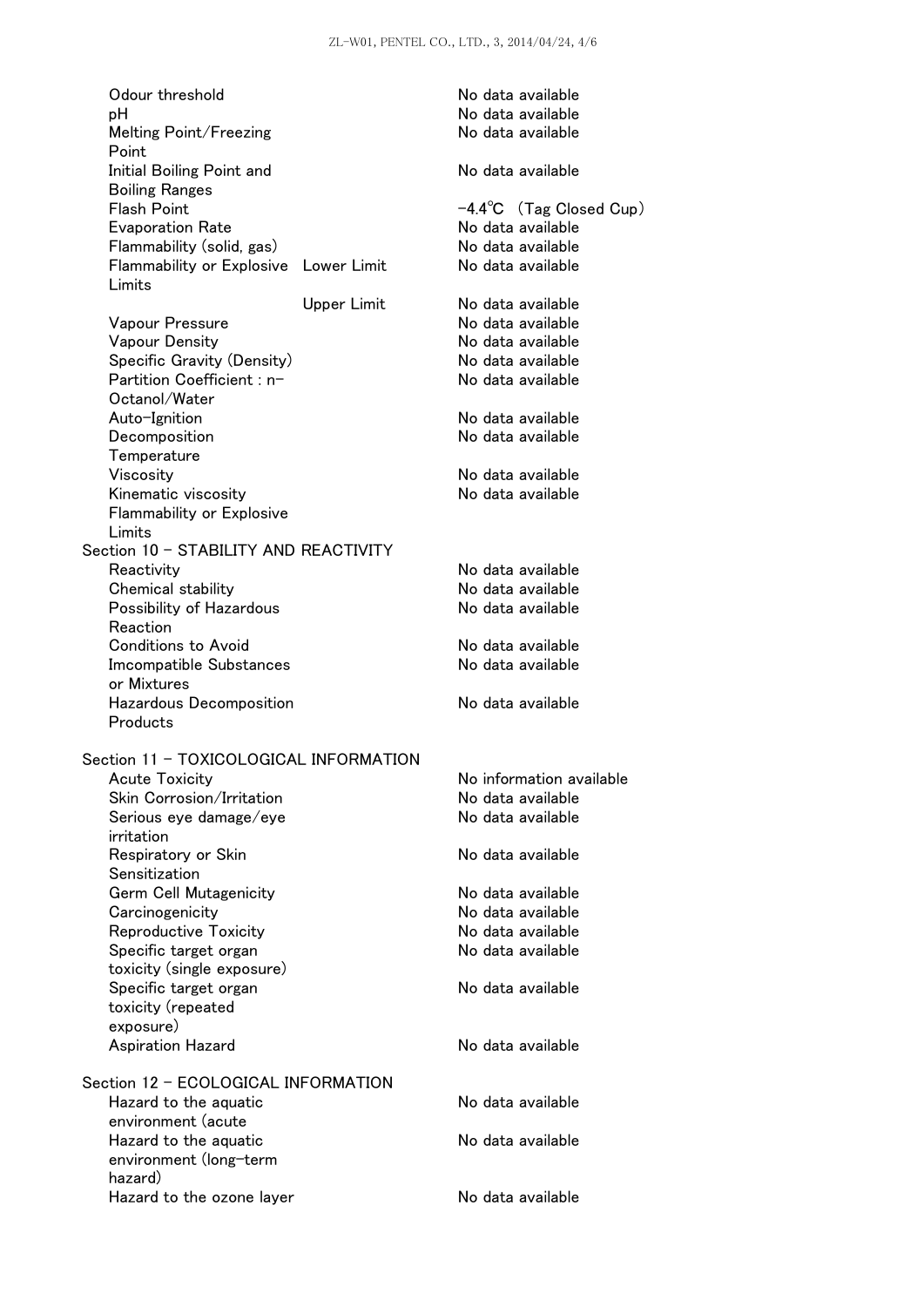| | | |
|---|---|---|
| Odour threshold | | No data available |
| pH | | No data available |
| Melting Point/Freezing Point | | No data available |
| Initial Boiling Point and Boiling Ranges | | No data available |
| Flash Point | | −4.4℃ （Tag Closed Cup） |
| Evaporation Rate | | No data available |
| Flammability (solid, gas) | | No data available |
| Flammability or Explosive Limits | Lower Limit | No data available |
| | Upper Limit | No data available |
| Vapour Pressure | | No data available |
| Vapour Density | | No data available |
| Specific Gravity (Density) | | No data available |
| Partition Coefficient : n-Octanol/Water | | No data available |
| Auto-Ignition | | No data available |
| Decomposition Temperature | | No data available |
| Viscosity | | No data available |
| Kinematic viscosity | | No data available |
| Flammability or Explosive Limits | | |

## Section 10 - STABILITY AND REACTIVITY

| | |
|---|---|
| Reactivity | No data available |
| Chemical stability | No data available |
| Possibility of Hazardous Reaction | No data available |
| Conditions to Avoid | No data available |
| Imcompatible Substances or Mixtures | No data available |
| Hazardous Decomposition Products | No data available |

## Section 11 - TOXICOLOGICAL INFORMATION

| | |
|---|---|
| Acute Toxicity | No information available |
| Skin Corrosion/Irritation | No data available |
| Serious eye damage/eye irritation | No data available |
| Respiratory or Skin Sensitization | No data available |
| Germ Cell Mutagenicity | No data available |
| Carcinogenicity | No data available |
| Reproductive Toxicity | No data available |
| Specific target organ toxicity (single exposure) | No data available |
| Specific target organ toxicity (repeated exposure) | No data available |
| Aspiration Hazard | No data available |

## Section 12 - ECOLOGICAL INFORMATION

| | |
|---|---|
| Hazard to the aquatic environment (acute | No data available |
| Hazard to the aquatic environment (long-term hazard) | No data available |
| Hazard to the ozone layer | No data available |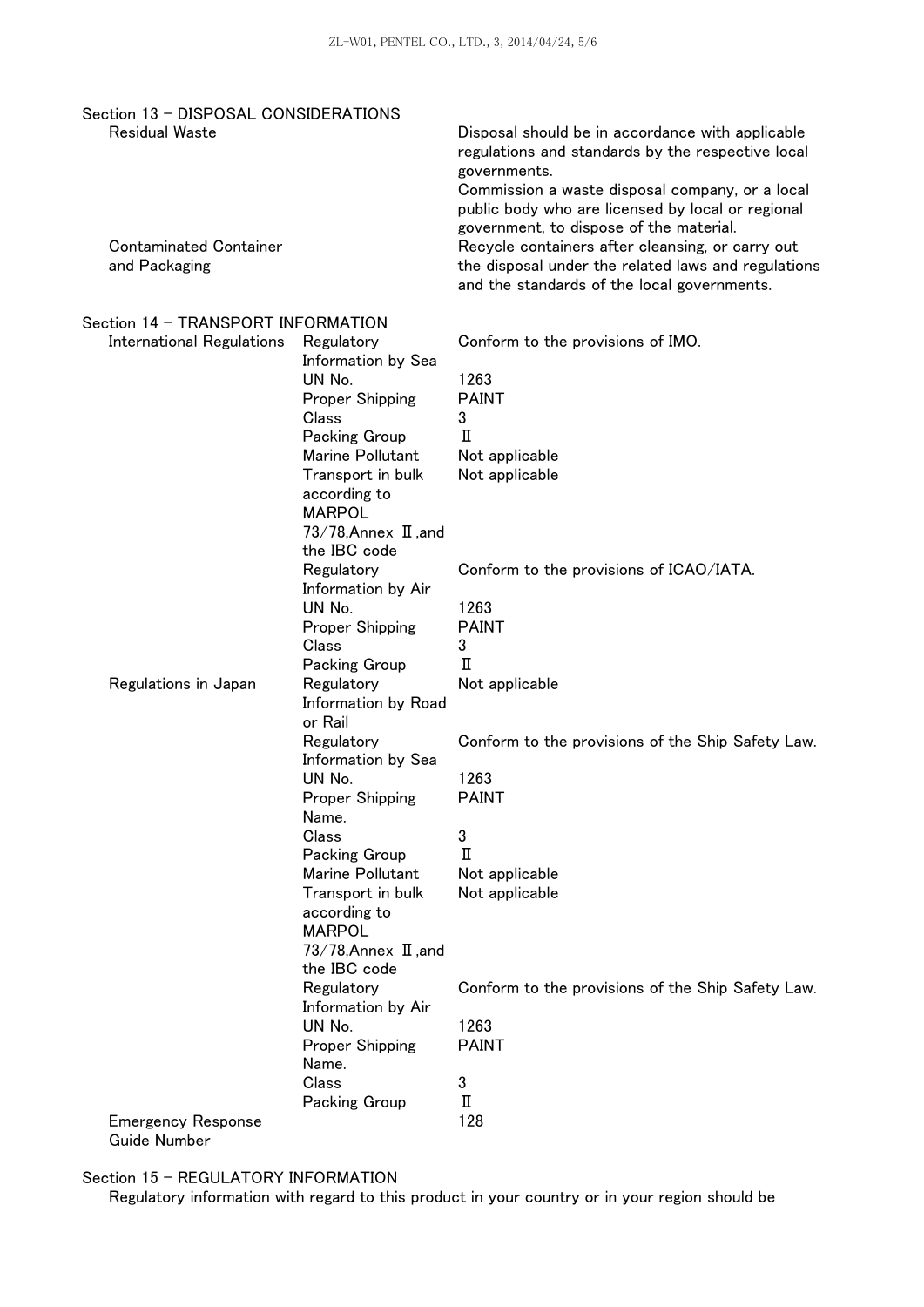## Section 13 – DISPOSAL CONSIDERATIONS

| | |
|---|---|
| Residual Waste | Disposal should be in accordance with applicable regulations and standards by the respective local governments. Commission a waste disposal company, or a local public body who are licensed by local or regional government, to dispose of the material. |
| Contaminated Container and Packaging | Recycle containers after cleansing, or carry out the disposal under the related laws and regulations and the standards of the local governments. |

## Section 14 – TRANSPORT INFORMATION

| | | |
|---|---|---|
| International Regulations | Regulatory Information by Sea | Conform to the provisions of IMO. |
| | UN No. | 1263 |
| | Proper Shipping | PAINT |
| | Class | 3 |
| | Packing Group | Ⅱ |
| | Marine Pollutant | Not applicable |
| | Transport in bulk according to MARPOL 73/78,Annex Ⅱ,and the IBC code | Not applicable |
| | Regulatory Information by Air | Conform to the provisions of ICAO/IATA. |
| | UN No. | 1263 |
| | Proper Shipping | PAINT |
| | Class | 3 |
| | Packing Group | Ⅱ |
| Regulations in Japan | Regulatory Information by Road or Rail | Not applicable |
| | Regulatory Information by Sea | Conform to the provisions of the Ship Safety Law. |
| | UN No. | 1263 |
| | Proper Shipping Name. | PAINT |
| | Class | 3 |
| | Packing Group | Ⅱ |
| | Marine Pollutant | Not applicable |
| | Transport in bulk according to MARPOL 73/78,Annex Ⅱ,and the IBC code | Not applicable |
| | Regulatory Information by Air | Conform to the provisions of the Ship Safety Law. |
| | UN No. | 1263 |
| | Proper Shipping Name. | PAINT |
| | Class | 3 |
| | Packing Group | Ⅱ |
| Emergency Response Guide Number | | 128 |

## Section 15 – REGULATORY INFORMATION

Regulatory information with regard to this product in your country or in your region should be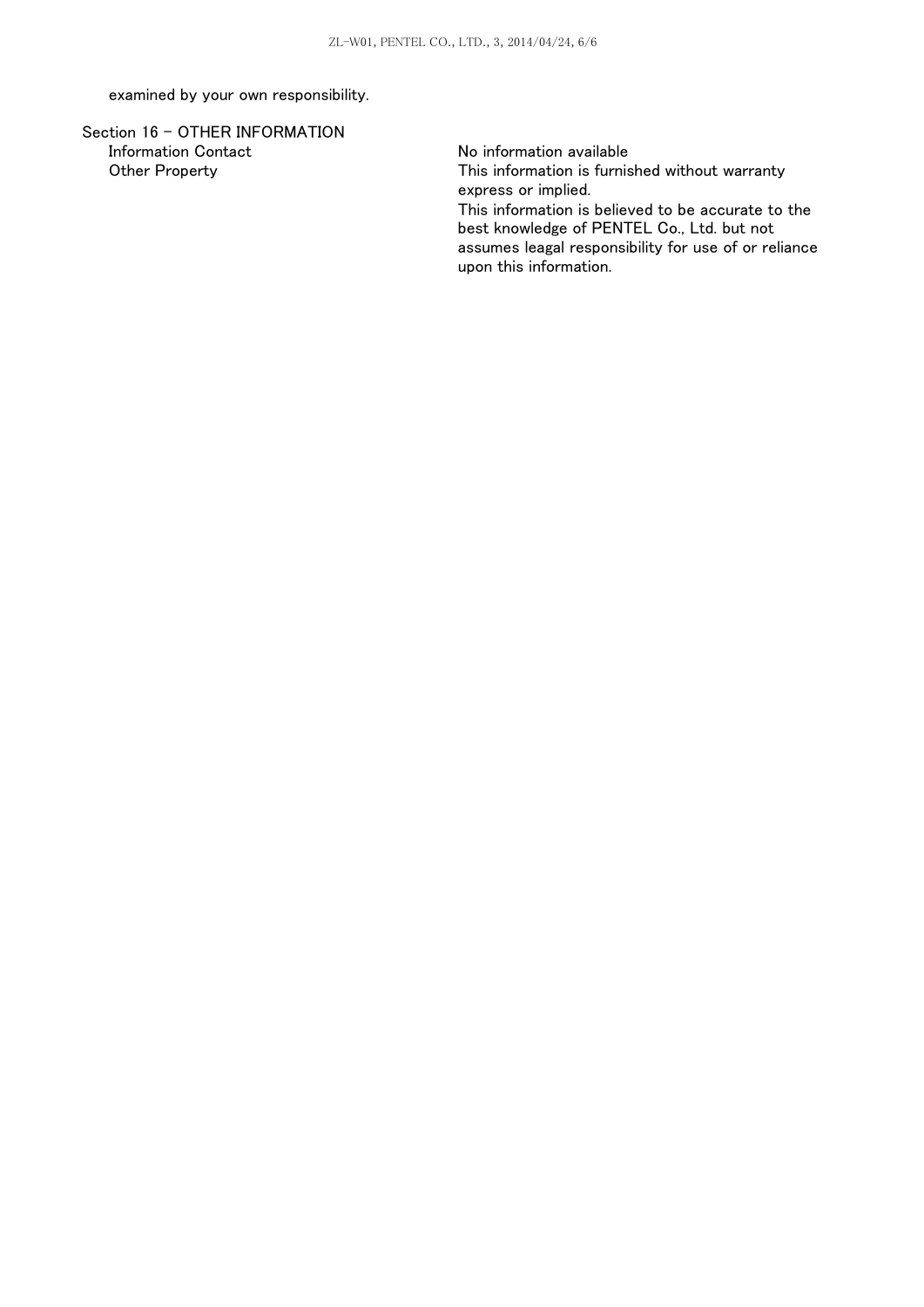examined by your own responsibility.

## Section 16 - OTHER INFORMATION

| | |
|---|---|
| Information Contact | No information available |
| Other Property | This information is furnished without warranty express or implied. This information is believed to be accurate to the best knowledge of PENTEL Co., Ltd. but not assumes leagal responsibility for use of or reliance upon this information. |